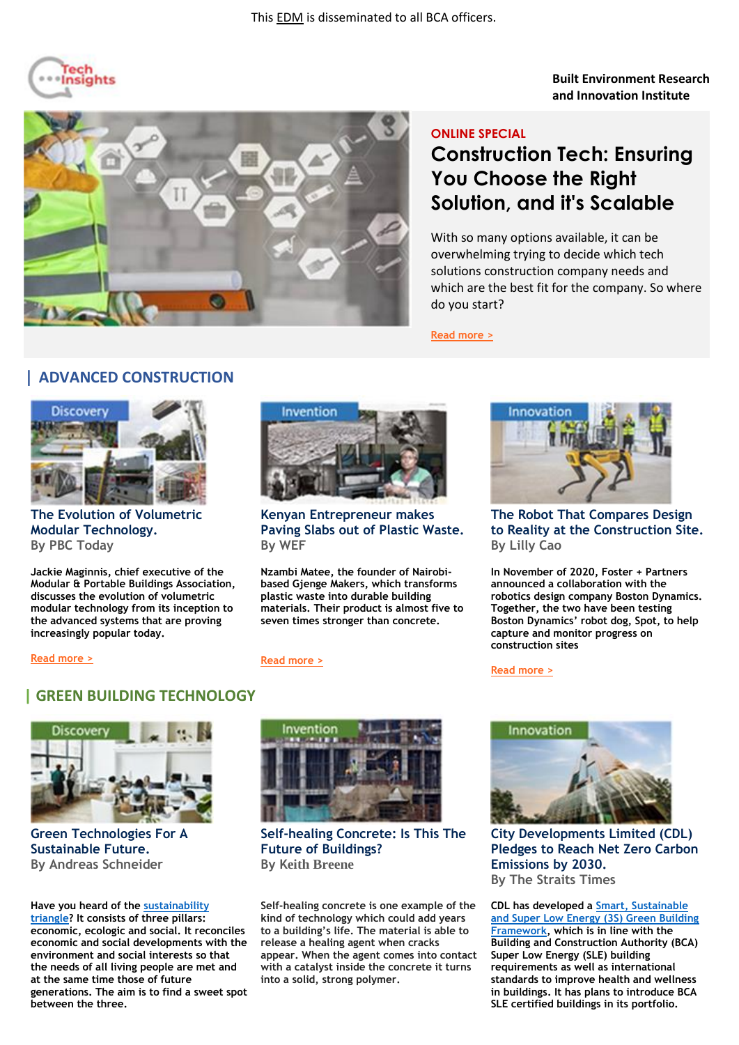This EDM is disseminated to all BCA officers.

Tech Insights

**Built Environment Research and Innovation Institute**

ONLINE SPECIAL

## Construction Tech: Ensuring You Choose the Right Solution, and it's Scalable

With so many options available, it can be overwhelming trying to decide which tech solutions construction company needs and which are the best fit for the company. So where do you start?

Read more >

## ADVANCED CONSTRUCTION

Discovery

### The Evolution of Volumetric Modular Technology.

By PBC Today

**Jackie Maginnis, chief executive of the Modular & Portable Buildings Association, discusses the evolution of volumetric modular technology from its inception to the advanced systems that are proving increasingly popular today.**

Read more >

Invention

### Kenyan Entrepreneur makes Paving Slabs out of Plastic Waste.

By WEF

**Nzambi Matee, the founder of Nairobi-based Gjenge Makers, which transforms plastic waste into durable building materials. Their product is almost five to seven times stronger than concrete.**

Read more >

Innovation

### The Robot That Compares Design to Reality at the Construction Site.

By Lilly Cao

**In November of 2020, Foster + Partners announced a collaboration with the robotics design company Boston Dynamics. Together, the two have been testing Boston Dynamics' robot dog, Spot, to help capture and monitor progress on construction sites**

Read more >

## GREEN BUILDING TECHNOLOGY

Discovery

### Green Technologies For A Sustainable Future.

By Andreas Schneider

**Have you heard of the sustainability triangle? It consists of three pillars: economic, ecologic and social. It reconciles economic and social developments with the environment and social interests so that the needs of all living people are met and at the same time those of future generations. The aim is to find a sweet spot between the three.**

Invention

### Self-healing Concrete: Is This The Future of Buildings?

By Keith Breene

**Self-healing concrete is one example of the kind of technology which could add years to a building's life. The material is able to release a healing agent when cracks appear. When the agent comes into contact with a catalyst inside the concrete it turns into a solid, strong polymer.**

Innovation

### City Developments Limited (CDL) Pledges to Reach Net Zero Carbon Emissions by 2030.

By The Straits Times

**CDL has developed a Smart, Sustainable and Super Low Energy (3S) Green Building Framework, which is in line with the Building and Construction Authority (BCA) Super Low Energy (SLE) building requirements as well as international standards to improve health and wellness in buildings. It has plans to introduce BCA SLE certified buildings in its portfolio.**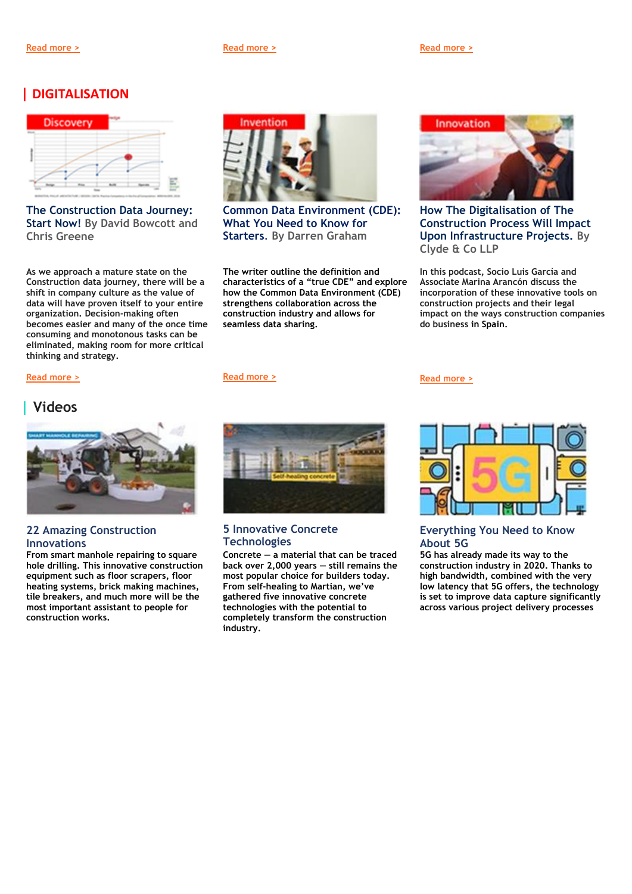Read more >

Read more >

Read more >

## DIGITALISATION

### The Construction Data Journey: Start Now! By David Bowcott and Chris Greene

As we approach a mature state on the Construction data journey, there will be a shift in company culture as the value of data will have proven itself to your entire organization. Decision-making often becomes easier and many of the once time consuming and monotonous tasks can be eliminated, making room for more critical thinking and strategy.

Read more >

### Common Data Environment (CDE): What You Need to Know for Starters. By Darren Graham

The writer outline the definition and characteristics of a “true CDE” and explore how the Common Data Environment (CDE) strengthens collaboration across the construction industry and allows for seamless data sharing.

Read more >

### How The Digitalisation of The Construction Process Will Impact Upon Infrastructure Projects. By Clyde & Co LLP

In this podcast, Socio Luis García and Associate Marina Arancón discuss the incorporation of these innovative tools on construction projects and their legal impact on the ways construction companies do business in Spain.

Read more >

## Videos

### 22 Amazing Construction Innovations

From smart manhole repairing to square hole drilling. This innovative construction equipment such as floor scrapers, floor heating systems, brick making machines, tile breakers, and much more will be the most important assistant to people for construction works.

### 5 Innovative Concrete Technologies

Concrete — a material that can be traced back over 2,000 years — still remains the most popular choice for builders today. From self-healing to Martian, we’ve gathered five innovative concrete technologies with the potential to completely transform the construction industry.

### Everything You Need to Know About 5G

5G has already made its way to the construction industry in 2020. Thanks to high bandwidth, combined with the very low latency that 5G offers, the technology is set to improve data capture significantly across various project delivery processes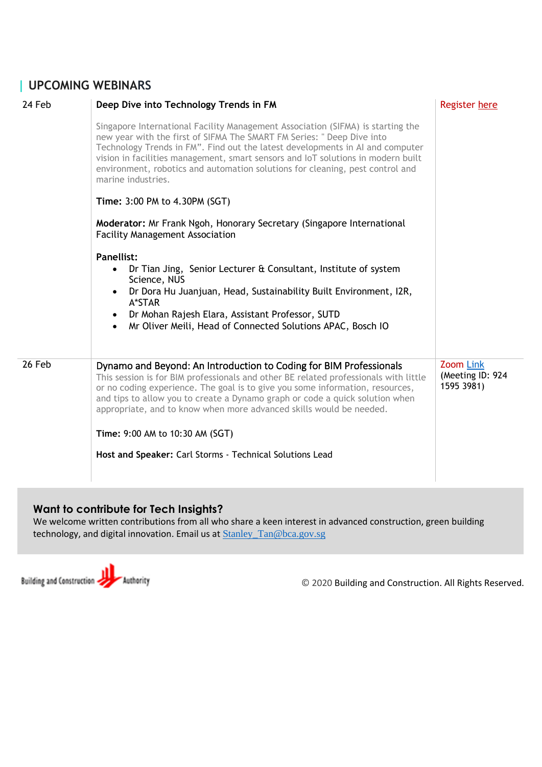## UPCOMING WEBINARS

| | | |
|---|---|---|
| 24 Feb | **Deep Dive into Technology Trends in FM**<br><br>Singapore International Facility Management Association (SIFMA) is starting the new year with the first of SIFMA The SMART FM Series: " Deep Dive into Technology Trends in FM". Find out the latest developments in AI and computer vision in facilities management, smart sensors and IoT solutions in modern built environment, robotics and automation solutions for cleaning, pest control and marine industries.<br><br>**Time:** 3:00 PM to 4.30PM (SGT)<br><br>**Moderator:** Mr Frank Ngoh, Honorary Secretary (Singapore International Facility Management Association<br><br>**Panellist:**<br>• Dr Tian Jing, Senior Lecturer & Consultant, Institute of system Science, NUS<br>• Dr Dora Hu Juanjuan, Head, Sustainability Built Environment, I2R, A*STAR<br>• Dr Mohan Rajesh Elara, Assistant Professor, SUTD<br>• Mr Oliver Meili, Head of Connected Solutions APAC, Bosch IO | Register here |
| 26 Feb | Dynamo and Beyond: An Introduction to Coding for BIM Professionals<br>This session is for BIM professionals and other BE related professionals with little or no coding experience. The goal is to give you some information, resources, and tips to allow you to create a Dynamo graph or code a quick solution when appropriate, and to know when more advanced skills would be needed.<br><br>**Time:** 9:00 AM to 10:30 AM (SGT)<br><br>**Host and Speaker:** Carl Storms - Technical Solutions Lead | Zoom Link<br>(Meeting ID: 924 1595 3981) |

### Want to contribute for Tech Insights?

We welcome written contributions from all who share a keen interest in advanced construction, green building technology, and digital innovation. Email us at Stanley_Tan@bca.gov.sg

Building and Construction Authority

© 2020 Building and Construction. All Rights Reserved.